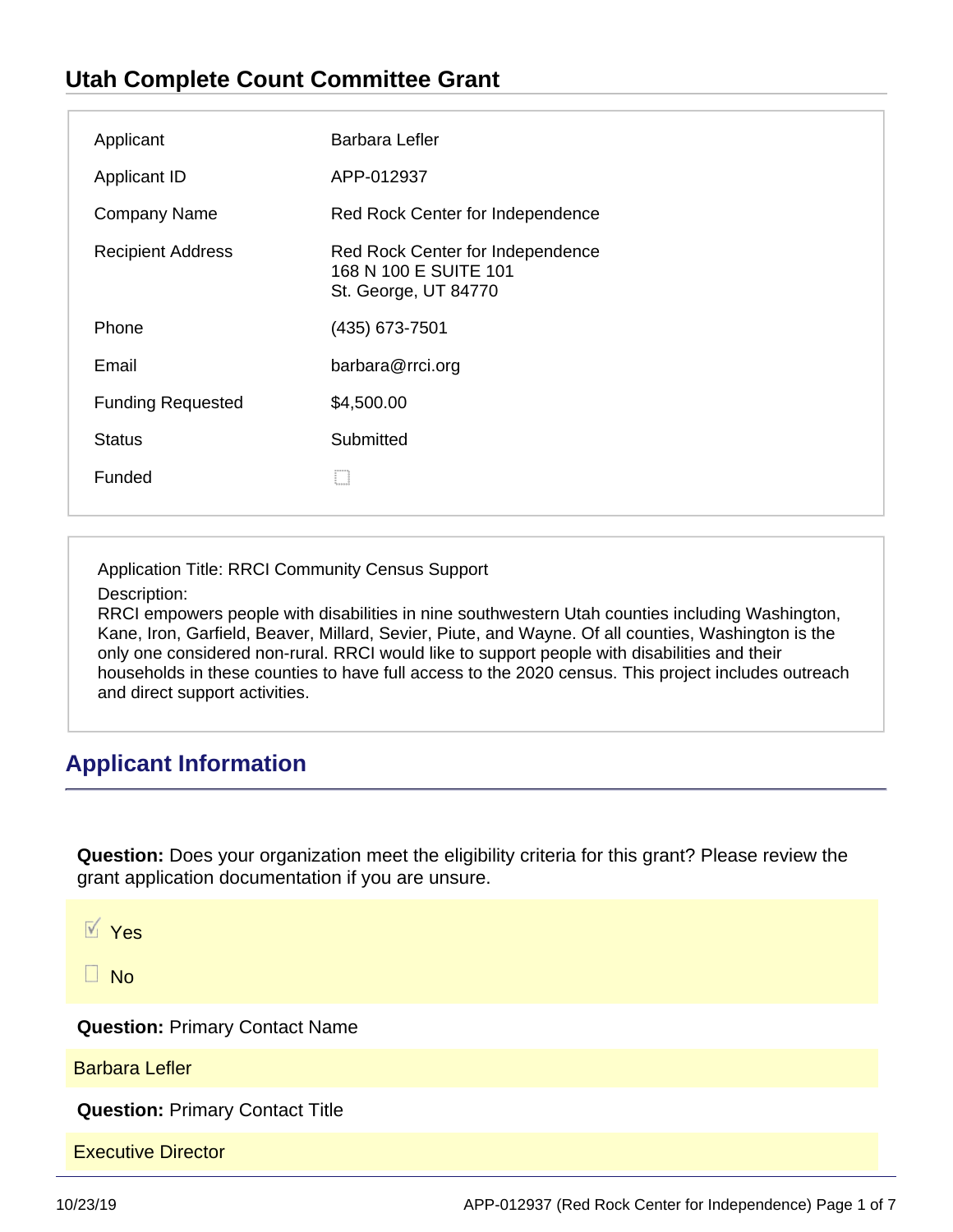# Utah Complete Count Committee Grant

| | |
|---|---|
| Applicant | Barbara Lefler |
| Applicant ID | APP-012937 |
| Company Name | Red Rock Center for Independence |
| Recipient Address | Red Rock Center for Independence<br>168 N 100 E SUITE 101<br>St. George, UT 84770 |
| Phone | (435) 673-7501 |
| Email | barbara@rrci.org |
| Funding Requested | $4,500.00 |
| Status | Submitted |
| Funded | ☐ |

Application Title: RRCI Community Census Support

Description:
RRCI empowers people with disabilities in nine southwestern Utah counties including Washington, Kane, Iron, Garfield, Beaver, Millard, Sevier, Piute, and Wayne. Of all counties, Washington is the only one considered non-rural. RRCI would like to support people with disabilities and their households in these counties to have full access to the 2020 census. This project includes outreach and direct support activities.

## Applicant Information

**Question:** Does your organization meet the eligibility criteria for this grant? Please review the grant application documentation if you are unsure.

- ☑ Yes
- ☐ No

**Question:** Primary Contact Name

Barbara Lefler

**Question:** Primary Contact Title

Executive Director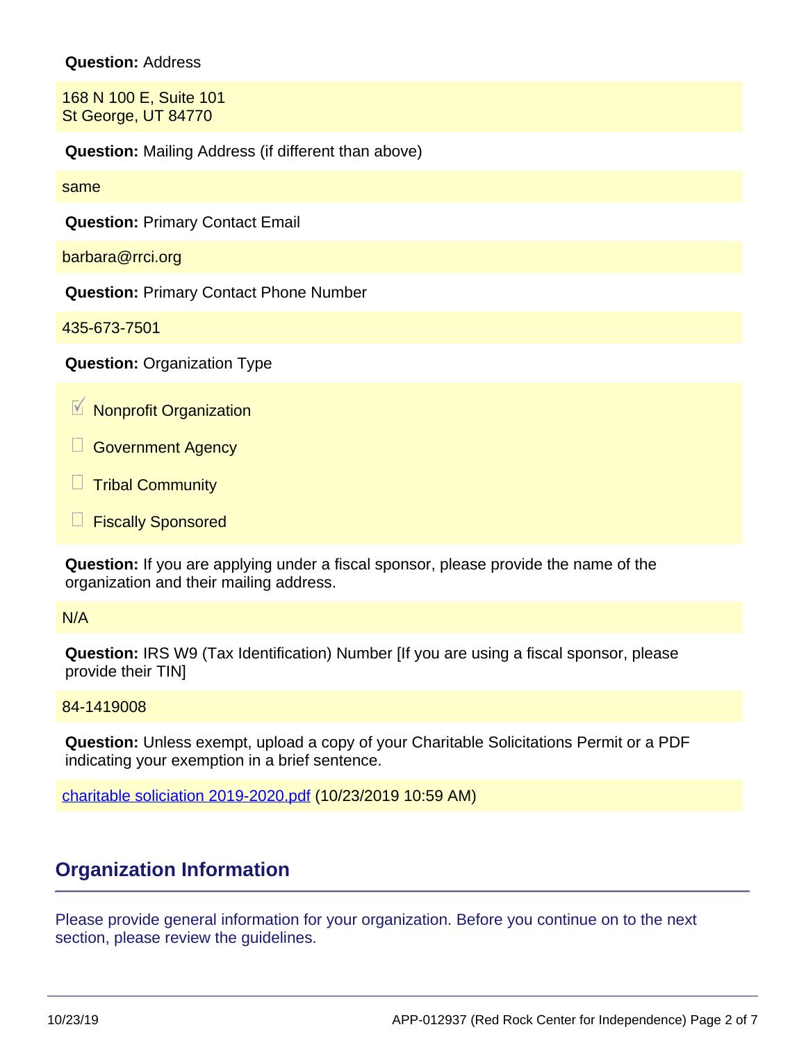**Question:** Address

168 N 100 E, Suite 101
St George, UT 84770

**Question:** Mailing Address (if different than above)

same

**Question:** Primary Contact Email

barbara@rrci.org

**Question:** Primary Contact Phone Number

435-673-7501

**Question:** Organization Type

- [x] Nonprofit Organization
- [ ] Government Agency
- [ ] Tribal Community
- [ ] Fiscally Sponsored

**Question:** If you are applying under a fiscal sponsor, please provide the name of the organization and their mailing address.

N/A

**Question:** IRS W9 (Tax Identification) Number [If you are using a fiscal sponsor, please provide their TIN]

84-1419008

**Question:** Unless exempt, upload a copy of your Charitable Solicitations Permit or a PDF indicating your exemption in a brief sentence.

charitable soliciation 2019-2020.pdf (10/23/2019 10:59 AM)

## Organization Information

Please provide general information for your organization. Before you continue on to the next section, please review the guidelines.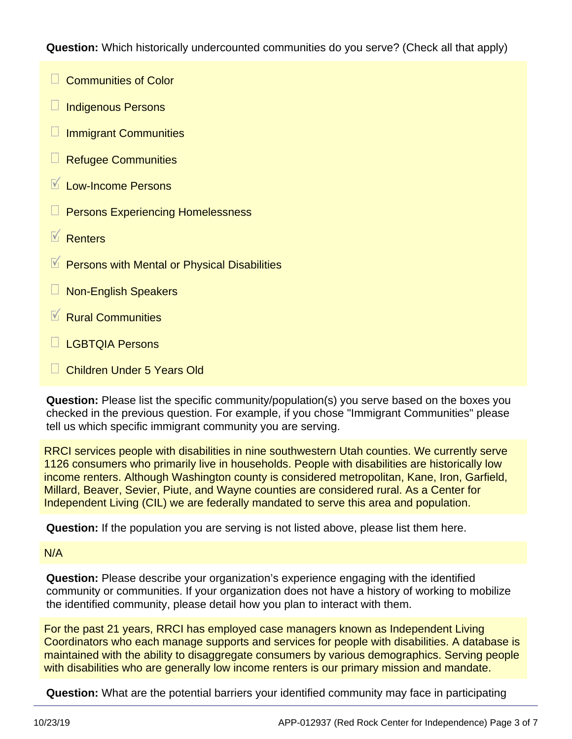**Question:** Which historically undercounted communities do you serve? (Check all that apply)

- [ ] Communities of Color
- [ ] Indigenous Persons
- [ ] Immigrant Communities
- [ ] Refugee Communities
- [x] Low-Income Persons
- [ ] Persons Experiencing Homelessness
- [x] Renters
- [x] Persons with Mental or Physical Disabilities
- [ ] Non-English Speakers
- [x] Rural Communities
- [ ] LGBTQIA Persons
- [ ] Children Under 5 Years Old

**Question:** Please list the specific community/population(s) you serve based on the boxes you checked in the previous question. For example, if you chose "Immigrant Communities" please tell us which specific immigrant community you are serving.

RRCI services people with disabilities in nine southwestern Utah counties. We currently serve 1126 consumers who primarily live in households. People with disabilities are historically low income renters. Although Washington county is considered metropolitan, Kane, Iron, Garfield, Millard, Beaver, Sevier, Piute, and Wayne counties are considered rural. As a Center for Independent Living (CIL) we are federally mandated to serve this area and population.

**Question:** If the population you are serving is not listed above, please list them here.

N/A

**Question:** Please describe your organization's experience engaging with the identified community or communities. If your organization does not have a history of working to mobilize the identified community, please detail how you plan to interact with them.

For the past 21 years, RRCI has employed case managers known as Independent Living Coordinators who each manage supports and services for people with disabilities. A database is maintained with the ability to disaggregate consumers by various demographics. Serving people with disabilities who are generally low income renters is our primary mission and mandate.

**Question:** What are the potential barriers your identified community may face in participating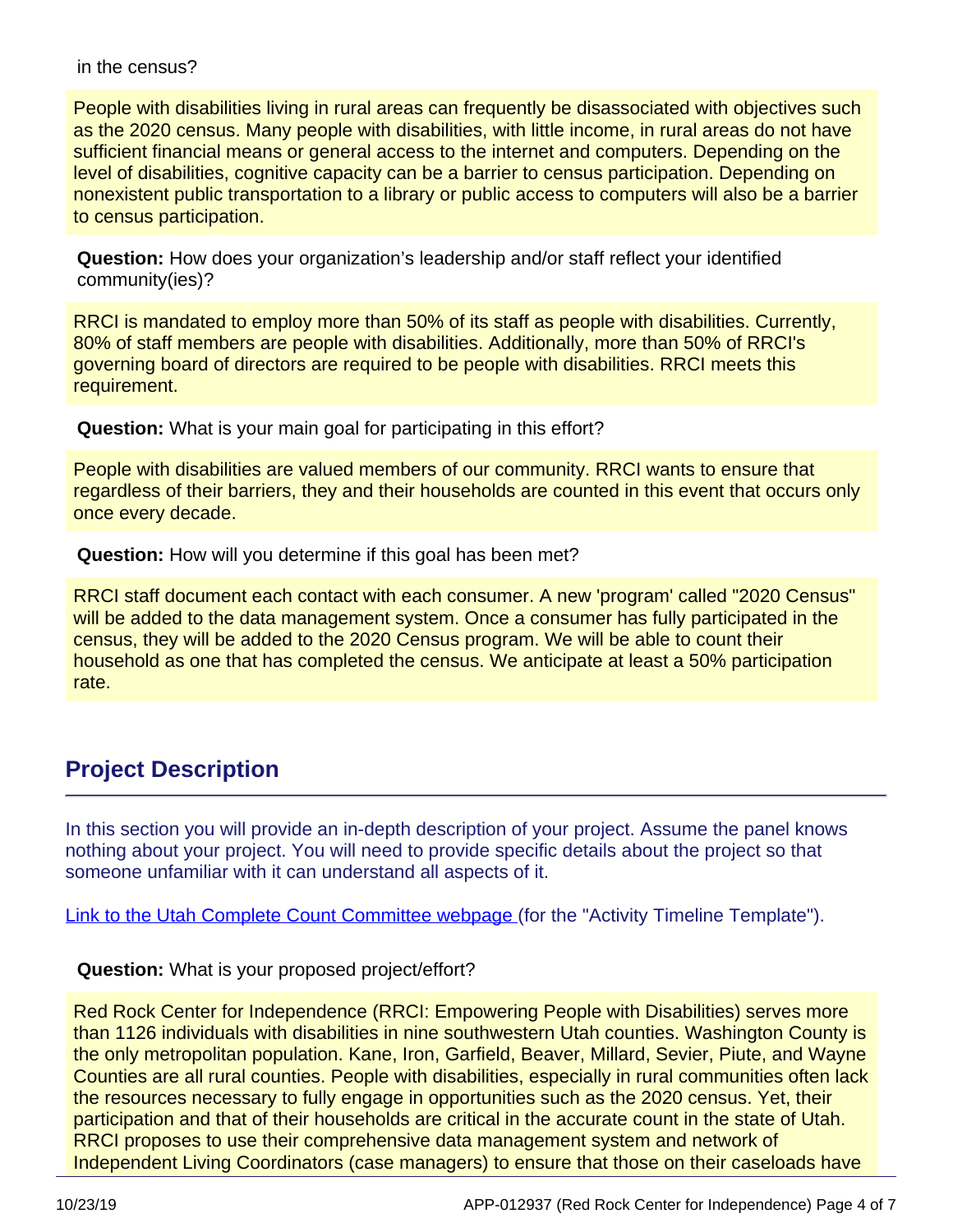in the census?

People with disabilities living in rural areas can frequently be disassociated with objectives such as the 2020 census. Many people with disabilities, with little income, in rural areas do not have sufficient financial means or general access to the internet and computers. Depending on the level of disabilities, cognitive capacity can be a barrier to census participation. Depending on nonexistent public transportation to a library or public access to computers will also be a barrier to census participation.

**Question:** How does your organization's leadership and/or staff reflect your identified community(ies)?

RRCI is mandated to employ more than 50% of its staff as people with disabilities. Currently, 80% of staff members are people with disabilities. Additionally, more than 50% of RRCI's governing board of directors are required to be people with disabilities. RRCI meets this requirement.

**Question:** What is your main goal for participating in this effort?

People with disabilities are valued members of our community. RRCI wants to ensure that regardless of their barriers, they and their households are counted in this event that occurs only once every decade.

**Question:** How will you determine if this goal has been met?

RRCI staff document each contact with each consumer. A new 'program' called "2020 Census" will be added to the data management system. Once a consumer has fully participated in the census, they will be added to the 2020 Census program. We will be able to count their household as one that has completed the census. We anticipate at least a 50% participation rate.

## Project Description

In this section you will provide an in-depth description of your project. Assume the panel knows nothing about your project. You will need to provide specific details about the project so that someone unfamiliar with it can understand all aspects of it.

Link to the Utah Complete Count Committee webpage (for the "Activity Timeline Template").

**Question:** What is your proposed project/effort?

Red Rock Center for Independence (RRCI: Empowering People with Disabilities) serves more than 1126 individuals with disabilities in nine southwestern Utah counties. Washington County is the only metropolitan population. Kane, Iron, Garfield, Beaver, Millard, Sevier, Piute, and Wayne Counties are all rural counties. People with disabilities, especially in rural communities often lack the resources necessary to fully engage in opportunities such as the 2020 census. Yet, their participation and that of their households are critical in the accurate count in the state of Utah. RRCI proposes to use their comprehensive data management system and network of Independent Living Coordinators (case managers) to ensure that those on their caseloads have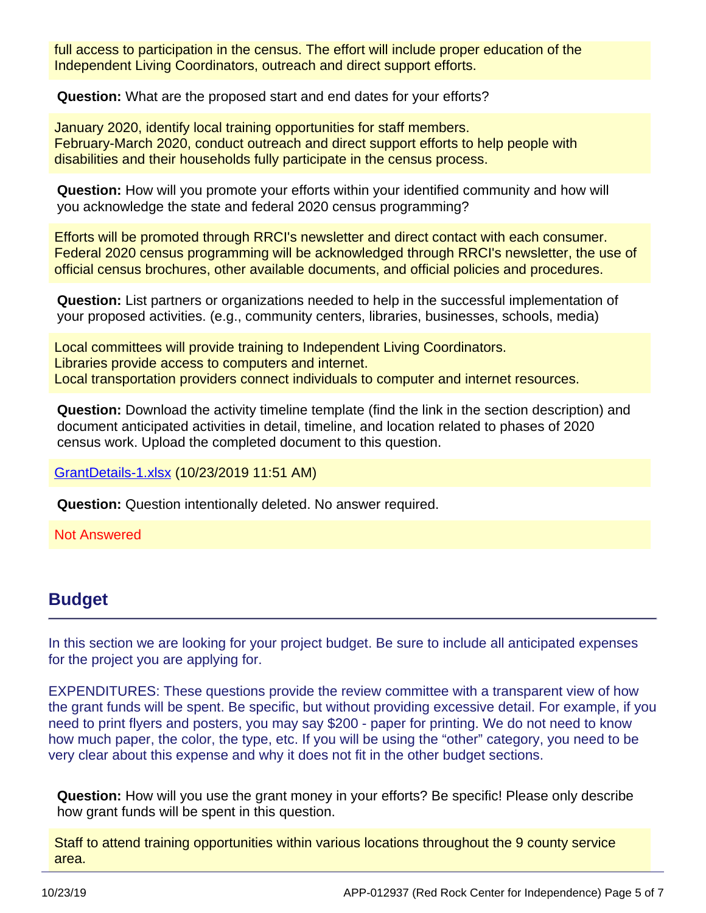full access to participation in the census. The effort will include proper education of the Independent Living Coordinators, outreach and direct support efforts.

**Question:** What are the proposed start and end dates for your efforts?

January 2020, identify local training opportunities for staff members.
February-March 2020, conduct outreach and direct support efforts to help people with disabilities and their households fully participate in the census process.

**Question:** How will you promote your efforts within your identified community and how will you acknowledge the state and federal 2020 census programming?

Efforts will be promoted through RRCI's newsletter and direct contact with each consumer. Federal 2020 census programming will be acknowledged through RRCI's newsletter, the use of official census brochures, other available documents, and official policies and procedures.

**Question:** List partners or organizations needed to help in the successful implementation of your proposed activities. (e.g., community centers, libraries, businesses, schools, media)

Local committees will provide training to Independent Living Coordinators.
Libraries provide access to computers and internet.
Local transportation providers connect individuals to computer and internet resources.

**Question:** Download the activity timeline template (find the link in the section description) and document anticipated activities in detail, timeline, and location related to phases of 2020 census work. Upload the completed document to this question.

GrantDetails-1.xlsx (10/23/2019 11:51 AM)

**Question:** Question intentionally deleted. No answer required.

Not Answered

## Budget

In this section we are looking for your project budget. Be sure to include all anticipated expenses for the project you are applying for.

EXPENDITURES: These questions provide the review committee with a transparent view of how the grant funds will be spent. Be specific, but without providing excessive detail. For example, if you need to print flyers and posters, you may say $200 - paper for printing. We do not need to know how much paper, the color, the type, etc. If you will be using the "other" category, you need to be very clear about this expense and why it does not fit in the other budget sections.

**Question:** How will you use the grant money in your efforts? Be specific! Please only describe how grant funds will be spent in this question.

Staff to attend training opportunities within various locations throughout the 9 county service area.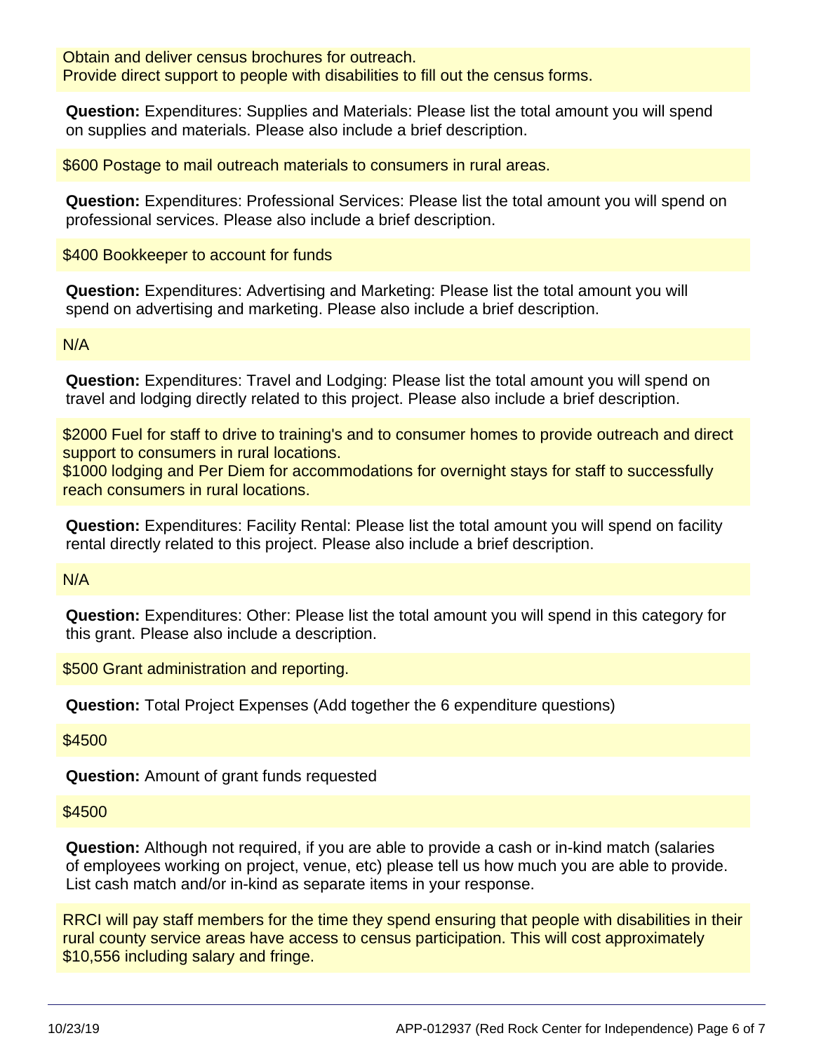Obtain and deliver census brochures for outreach.
Provide direct support to people with disabilities to fill out the census forms.

**Question:** Expenditures: Supplies and Materials: Please list the total amount you will spend on supplies and materials. Please also include a brief description.

$600 Postage to mail outreach materials to consumers in rural areas.

**Question:** Expenditures: Professional Services: Please list the total amount you will spend on professional services. Please also include a brief description.

$400 Bookkeeper to account for funds

**Question:** Expenditures: Advertising and Marketing: Please list the total amount you will spend on advertising and marketing. Please also include a brief description.

N/A

**Question:** Expenditures: Travel and Lodging: Please list the total amount you will spend on travel and lodging directly related to this project. Please also include a brief description.

$2000 Fuel for staff to drive to training's and to consumer homes to provide outreach and direct support to consumers in rural locations.
$1000 lodging and Per Diem for accommodations for overnight stays for staff to successfully reach consumers in rural locations.

**Question:** Expenditures: Facility Rental: Please list the total amount you will spend on facility rental directly related to this project. Please also include a brief description.

N/A

**Question:** Expenditures: Other: Please list the total amount you will spend in this category for this grant. Please also include a description.

$500 Grant administration and reporting.

**Question:** Total Project Expenses (Add together the 6 expenditure questions)

$4500

**Question:** Amount of grant funds requested

$4500

**Question:** Although not required, if you are able to provide a cash or in-kind match (salaries of employees working on project, venue, etc) please tell us how much you are able to provide. List cash match and/or in-kind as separate items in your response.

RRCI will pay staff members for the time they spend ensuring that people with disabilities in their rural county service areas have access to census participation. This will cost approximately $10,556 including salary and fringe.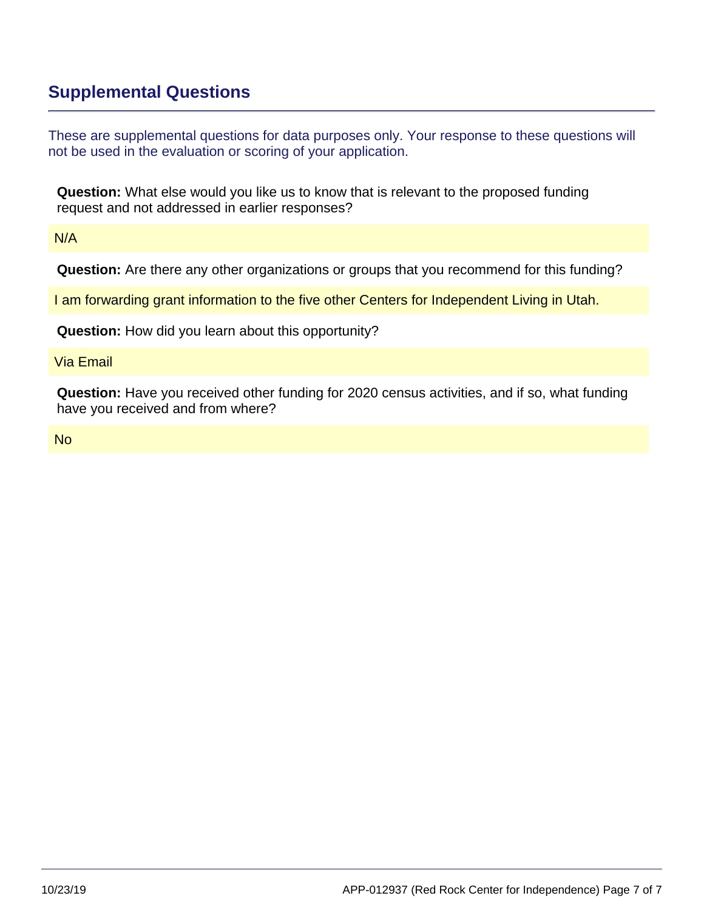## Supplemental Questions

These are supplemental questions for data purposes only. Your response to these questions will not be used in the evaluation or scoring of your application.

**Question:** What else would you like us to know that is relevant to the proposed funding request and not addressed in earlier responses?

N/A

**Question:** Are there any other organizations or groups that you recommend for this funding?

I am forwarding grant information to the five other Centers for Independent Living in Utah.

**Question:** How did you learn about this opportunity?

Via Email

**Question:** Have you received other funding for 2020 census activities, and if so, what funding have you received and from where?

No